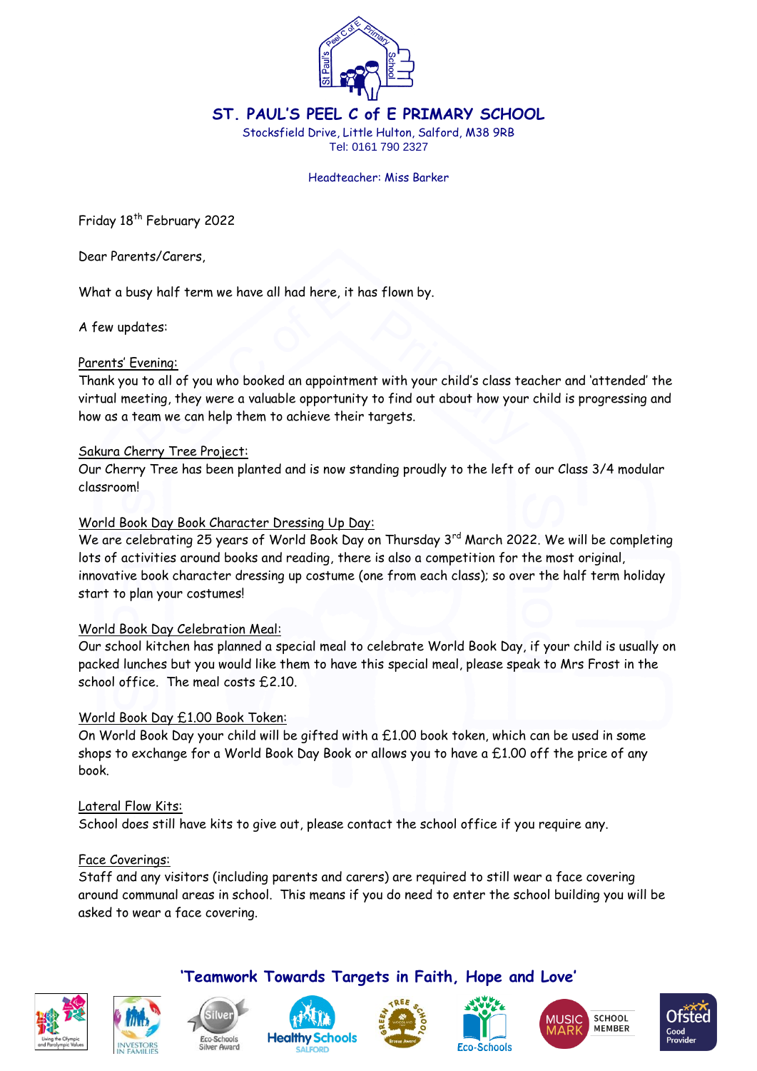# ST. PAUL'S PEEL C of E PRIMARY SCHOOL

Stocksfield Drive, Little Hulton, Salford, M38 9RB
Tel: 0161 790 2327

Headteacher: Miss Barker

Friday 18th February 2022

Dear Parents/Carers,

What a busy half term we have all had here, it has flown by.

A few updates:

Parents' Evening:
Thank you to all of you who booked an appointment with your child's class teacher and 'attended' the virtual meeting, they were a valuable opportunity to find out about how your child is progressing and how as a team we can help them to achieve their targets.

Sakura Cherry Tree Project:
Our Cherry Tree has been planted and is now standing proudly to the left of our Class 3/4 modular classroom!

World Book Day Book Character Dressing Up Day:
We are celebrating 25 years of World Book Day on Thursday 3rd March 2022. We will be completing lots of activities around books and reading, there is also a competition for the most original, innovative book character dressing up costume (one from each class); so over the half term holiday start to plan your costumes!

World Book Day Celebration Meal:
Our school kitchen has planned a special meal to celebrate World Book Day, if your child is usually on packed lunches but you would like them to have this special meal, please speak to Mrs Frost in the school office. The meal costs £2.10.

World Book Day £1.00 Book Token:
On World Book Day your child will be gifted with a £1.00 book token, which can be used in some shops to exchange for a World Book Day Book or allows you to have a £1.00 off the price of any book.

Lateral Flow Kits:
School does still have kits to give out, please contact the school office if you require any.

Face Coverings:
Staff and any visitors (including parents and carers) are required to still wear a face covering around communal areas in school. This means if you do need to enter the school building you will be asked to wear a face covering.

'Teamwork Towards Targets in Faith, Hope and Love'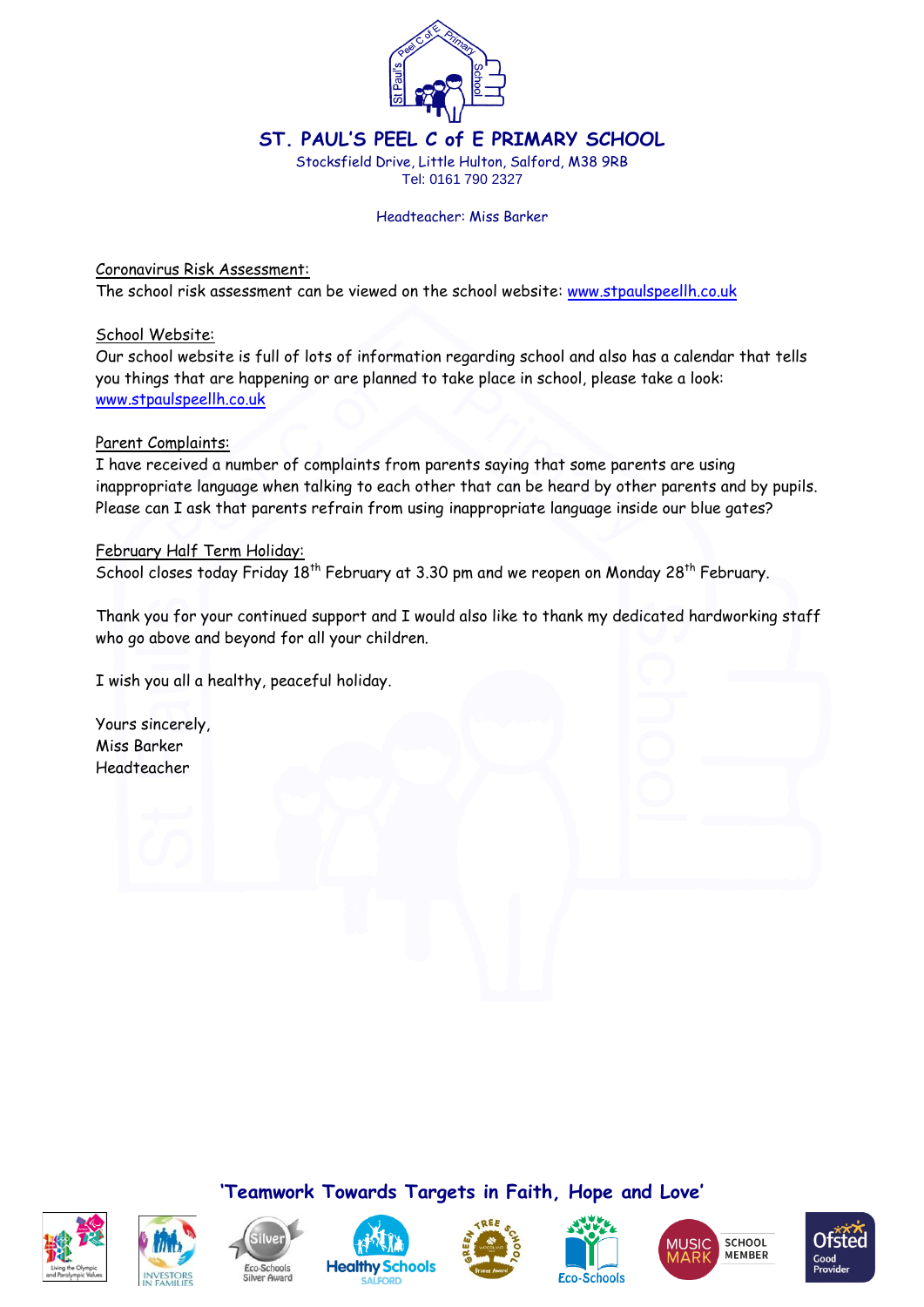# ST. PAUL'S PEEL C of E PRIMARY SCHOOL

Stocksfield Drive, Little Hulton, Salford, M38 9RB
Tel: 0161 790 2327

Headteacher: Miss Barker

Coronavirus Risk Assessment:
The school risk assessment can be viewed on the school website: www.stpaulspeellh.co.uk

School Website:
Our school website is full of lots of information regarding school and also has a calendar that tells you things that are happening or are planned to take place in school, please take a look: www.stpaulspeellh.co.uk

Parent Complaints:
I have received a number of complaints from parents saying that some parents are using inappropriate language when talking to each other that can be heard by other parents and by pupils. Please can I ask that parents refrain from using inappropriate language inside our blue gates?

February Half Term Holiday:
School closes today Friday 18th February at 3.30 pm and we reopen on Monday 28th February.

Thank you for your continued support and I would also like to thank my dedicated hardworking staff who go above and beyond for all your children.

I wish you all a healthy, peaceful holiday.

Yours sincerely,
Miss Barker
Headteacher

'Teamwork Towards Targets in Faith, Hope and Love'